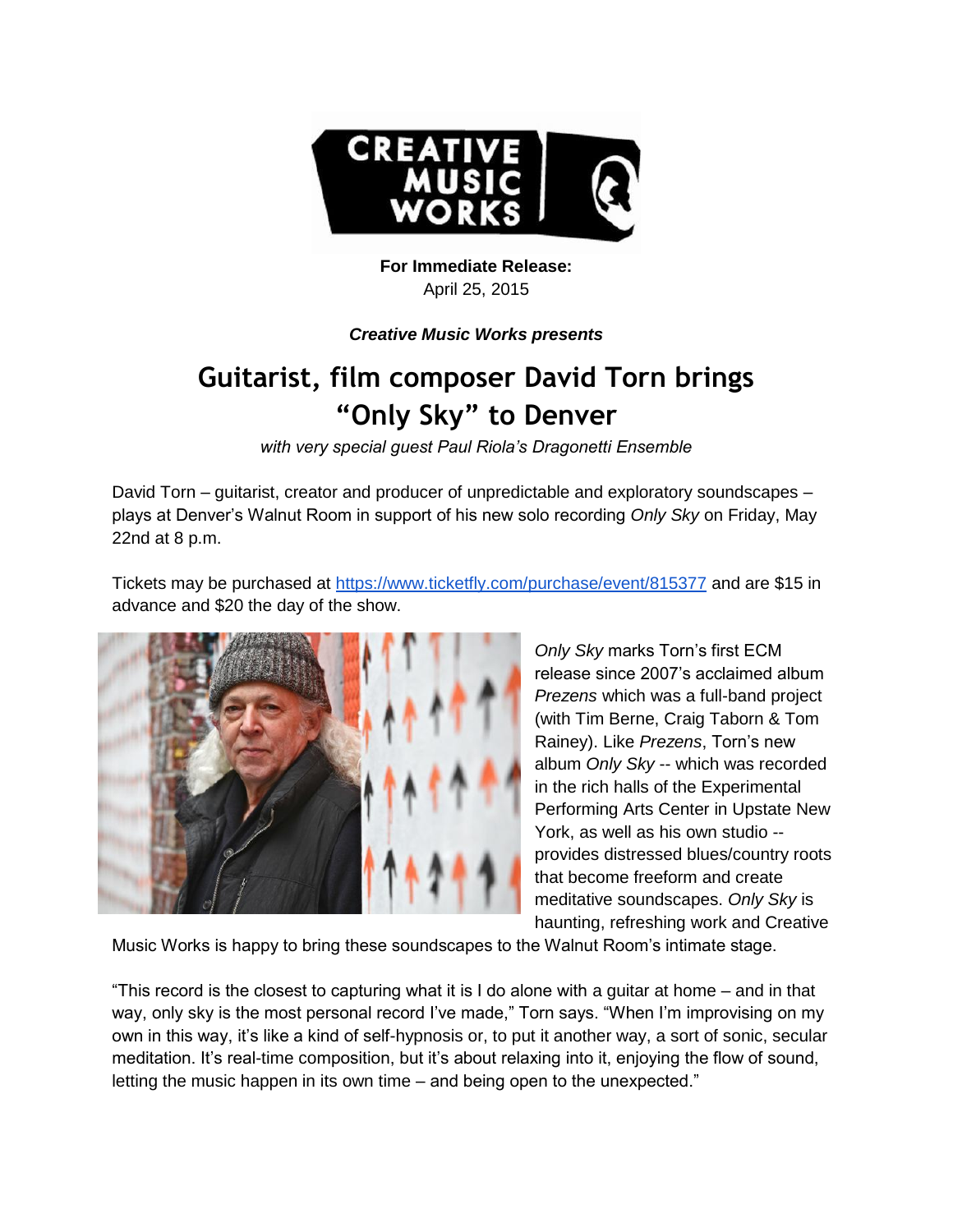**For Immediate Release:**
April 25, 2015

***Creative Music Works presents***

# Guitarist, film composer David Torn brings "Only Sky" to Denver

*with very special guest Paul Riola's Dragonetti Ensemble*

David Torn – guitarist, creator and producer of unpredictable and exploratory soundscapes – plays at Denver's Walnut Room in support of his new solo recording *Only Sky* on Friday, May 22nd at 8 p.m.

Tickets may be purchased at https://www.ticketfly.com/purchase/event/815377 and are $15 in advance and $20 the day of the show.

*Only Sky* marks Torn's first ECM release since 2007's acclaimed album *Prezens* which was a full-band project (with Tim Berne, Craig Taborn & Tom Rainey). Like *Prezens*, Torn's new album *Only Sky* -- which was recorded in the rich halls of the Experimental Performing Arts Center in Upstate New York, as well as his own studio -- provides distressed blues/country roots that become freeform and create meditative soundscapes. *Only Sky* is haunting, refreshing work and Creative Music Works is happy to bring these soundscapes to the Walnut Room's intimate stage.

"This record is the closest to capturing what it is I do alone with a guitar at home – and in that way, only sky is the most personal record I've made," Torn says. "When I'm improvising on my own in this way, it's like a kind of self-hypnosis or, to put it another way, a sort of sonic, secular meditation. It's real-time composition, but it's about relaxing into it, enjoying the flow of sound, letting the music happen in its own time – and being open to the unexpected."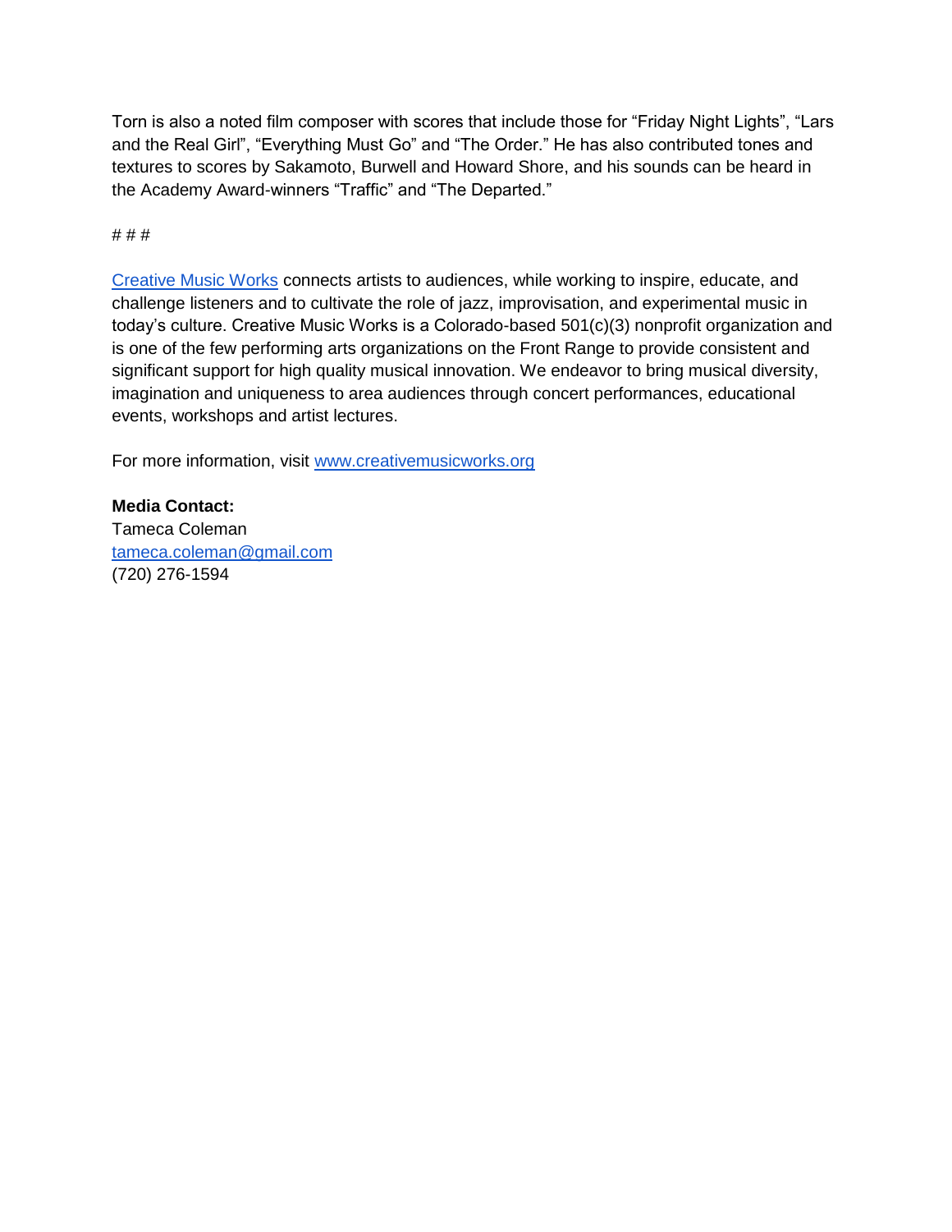Torn is also a noted film composer with scores that include those for “Friday Night Lights”, “Lars and the Real Girl”, “Everything Must Go” and “The Order.” He has also contributed tones and textures to scores by Sakamoto, Burwell and Howard Shore, and his sounds can be heard in the Academy Award-winners “Traffic” and “The Departed.”

# # #

Creative Music Works connects artists to audiences, while working to inspire, educate, and challenge listeners and to cultivate the role of jazz, improvisation, and experimental music in today’s culture. Creative Music Works is a Colorado-based 501(c)(3) nonprofit organization and is one of the few performing arts organizations on the Front Range to provide consistent and significant support for high quality musical innovation. We endeavor to bring musical diversity, imagination and uniqueness to area audiences through concert performances, educational events, workshops and artist lectures.

For more information, visit www.creativemusicworks.org

**Media Contact:**
Tameca Coleman
tameca.coleman@gmail.com
(720) 276-1594